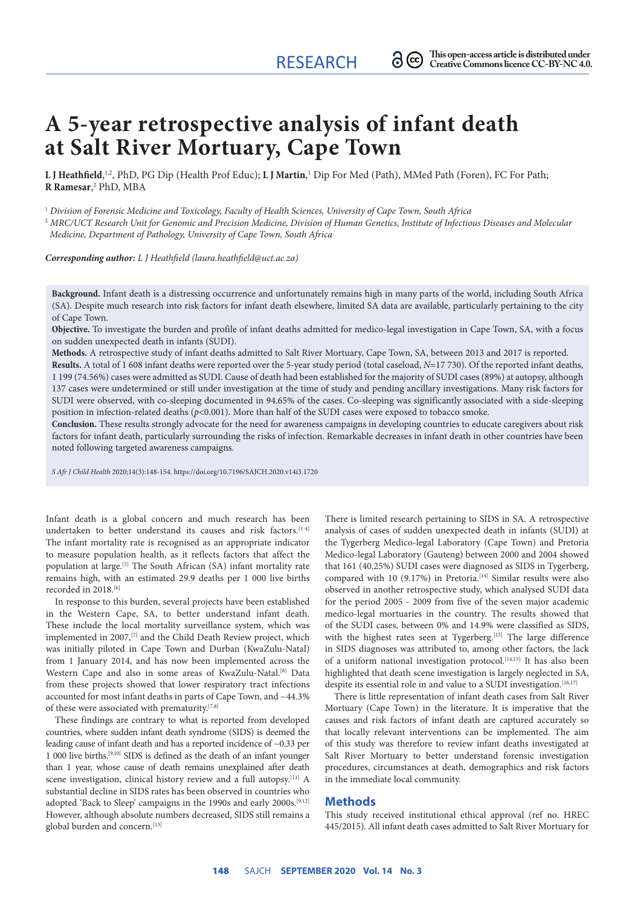# A 5-year retrospective analysis of infant death at Salt River Mortuary, Cape Town

**L J Heathfield**,[1,2] PhD, PG Dip (Health Prof Educ); **L J Martin**,[1] Dip For Med (Path), MMed Path (Foren), FC For Path; **R Ramesar**,[2] PhD, MBA

[1] *Division of Forensic Medicine and Toxicology, Faculty of Health Sciences, University of Cape Town, South Africa*

[2] *MRC/UCT Research Unit for Genomic and Precision Medicine, Division of Human Genetics, Institute of Infectious Diseases and Molecular Medicine, Department of Pathology, University of Cape Town, South Africa*

***Corresponding author:*** *L J Heathfield (laura.heathfield@uct.ac.za)*

**Background.** Infant death is a distressing occurrence and unfortunately remains high in many parts of the world, including South Africa (SA). Despite much research into risk factors for infant death elsewhere, limited SA data are available, particularly pertaining to the city of Cape Town.

**Objective.** To investigate the burden and profile of infant deaths admitted for medico-legal investigation in Cape Town, SA, with a focus on sudden unexpected death in infants (SUDI).

**Methods.** A retrospective study of infant deaths admitted to Salt River Mortuary, Cape Town, SA, between 2013 and 2017 is reported.

**Results.** A total of 1 608 infant deaths were reported over the 5-year study period (total caseload, *N*=17 730). Of the reported infant deaths, 1 199 (74.56%) cases were admitted as SUDI. Cause of death had been established for the majority of SUDI cases (89%) at autopsy, although 137 cases were undetermined or still under investigation at the time of study and pending ancillary investigations. Many risk factors for SUDI were observed, with co-sleeping documented in 94.65% of the cases. Co-sleeping was significantly associated with a side-sleeping position in infection-related deaths ($p$<0.001). More than half of the SUDI cases were exposed to tobacco smoke.

**Conclusion.** These results strongly advocate for the need for awareness campaigns in developing countries to educate caregivers about risk factors for infant death, particularly surrounding the risks of infection. Remarkable decreases in infant death in other countries have been noted following targeted awareness campaigns.

*S Afr J Child Health* 2020;14(3):148-154. https://doi.org/10.7196/SAJCH.2020.v14i3.1720

Infant death is a global concern and much research has been undertaken to better understand its causes and risk factors.[1-4] The infant mortality rate is recognised as an appropriate indicator to measure population health, as it reflects factors that affect the population at large.[5] The South African (SA) infant mortality rate remains high, with an estimated 29.9 deaths per 1 000 live births recorded in 2018.[6]

In response to this burden, several projects have been established in the Western Cape, SA, to better understand infant death. These include the local mortality surveillance system, which was implemented in 2007,[7] and the Child Death Review project, which was initially piloted in Cape Town and Durban (KwaZulu-Natal) from 1 January 2014, and has now been implemented across the Western Cape and also in some areas of KwaZulu-Natal.[8] Data from these projects showed that lower respiratory tract infections accounted for most infant deaths in parts of Cape Town, and ~44.3% of these were associated with prematurity.[7,8]

These findings are contrary to what is reported from developed countries, where sudden infant death syndrome (SIDS) is deemed the leading cause of infant death and has a reported incidence of ~0.33 per 1 000 live births.[9,10] SIDS is defined as the death of an infant younger than 1 year, whose cause of death remains unexplained after death scene investigation, clinical history review and a full autopsy.[11] A substantial decline in SIDS rates has been observed in countries who adopted 'Back to Sleep' campaigns in the 1990s and early 2000s.[9,12] However, although absolute numbers decreased, SIDS still remains a global burden and concern.[13]

There is limited research pertaining to SIDS in SA. A retrospective analysis of cases of sudden unexpected death in infants (SUDI) at the Tygerberg Medico-legal Laboratory (Cape Town) and Pretoria Medico-legal Laboratory (Gauteng) between 2000 and 2004 showed that 161 (40.25%) SUDI cases were diagnosed as SIDS in Tygerberg, compared with 10 (9.17%) in Pretoria.[14] Similar results were also observed in another retrospective study, which analysed SUDI data for the period 2005 - 2009 from five of the seven major academic medico-legal mortuaries in the country. The results showed that of the SUDI cases, between 0% and 14.9% were classified as SIDS, with the highest rates seen at Tygerberg.[15] The large difference in SIDS diagnoses was attributed to, among other factors, the lack of a uniform national investigation protocol.[14,15] It has also been highlighted that death scene investigation is largely neglected in SA, despite its essential role in and value to a SUDI investigation.[16,17]

There is little representation of infant death cases from Salt River Mortuary (Cape Town) in the literature. It is imperative that the causes and risk factors of infant death are captured accurately so that locally relevant interventions can be implemented. The aim of this study was therefore to review infant deaths investigated at Salt River Mortuary to better understand forensic investigation procedures, circumstances at death, demographics and risk factors in the immediate local community.

## Methods

This study received institutional ethical approval (ref no. HREC 445/2015). All infant death cases admitted to Salt River Mortuary for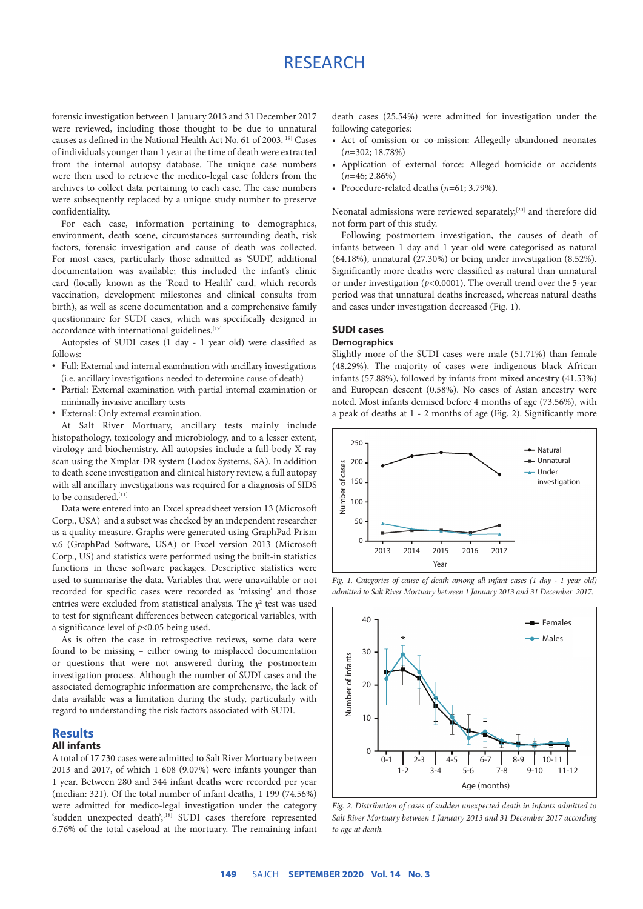forensic investigation between 1 January 2013 and 31 December 2017 were reviewed, including those thought to be due to unnatural causes as defined in the National Health Act No. 61 of 2003.[18] Cases of individuals younger than 1 year at the time of death were extracted from the internal autopsy database. The unique case numbers were then used to retrieve the medico-legal case folders from the archives to collect data pertaining to each case. The case numbers were subsequently replaced by a unique study number to preserve confidentiality.

For each case, information pertaining to demographics, environment, death scene, circumstances surrounding death, risk factors, forensic investigation and cause of death was collected. For most cases, particularly those admitted as 'SUDI', additional documentation was available; this included the infant's clinic card (locally known as the 'Road to Health' card, which records vaccination, development milestones and clinical consults from birth), as well as scene documentation and a comprehensive family questionnaire for SUDI cases, which was specifically designed in accordance with international guidelines.[19]

Autopsies of SUDI cases (1 day - 1 year old) were classified as follows:

- Full: External and internal examination with ancillary investigations (i.e. ancillary investigations needed to determine cause of death)
- Partial: External examination with partial internal examination or minimally invasive ancillary tests
- External: Only external examination.

At Salt River Mortuary, ancillary tests mainly include histopathology, toxicology and microbiology, and to a lesser extent, virology and biochemistry. All autopsies include a full-body X-ray scan using the Xmplar-DR system (Lodox Systems, SA). In addition to death scene investigation and clinical history review, a full autopsy with all ancillary investigations was required for a diagnosis of SIDS to be considered.[11]

Data were entered into an Excel spreadsheet version 13 (Microsoft Corp., USA) and a subset was checked by an independent researcher as a quality measure. Graphs were generated using GraphPad Prism v.6 (GraphPad Software, USA) or Excel version 2013 (Microsoft Corp., US) and statistics were performed using the built-in statistics functions in these software packages. Descriptive statistics were used to summarise the data. Variables that were unavailable or not recorded for specific cases were recorded as 'missing' and those entries were excluded from statistical analysis. The $\chi^2$ test was used to test for significant differences between categorical variables, with a significance level of $p<0.05$ being used.

As is often the case in retrospective reviews, some data were found to be missing – either owing to misplaced documentation or questions that were not answered during the postmortem investigation process. Although the number of SUDI cases and the associated demographic information are comprehensive, the lack of data available was a limitation during the study, particularly with regard to understanding the risk factors associated with SUDI.

## Results

### All infants

A total of 17 730 cases were admitted to Salt River Mortuary between 2013 and 2017, of which 1 608 (9.07%) were infants younger than 1 year. Between 280 and 344 infant deaths were recorded per year (median: 321). Of the total number of infant deaths, 1 199 (74.56%) were admitted for medico-legal investigation under the category 'sudden unexpected death';[18] SUDI cases therefore represented 6.76% of the total caseload at the mortuary. The remaining infant death cases (25.54%) were admitted for investigation under the following categories:

- Act of omission or co-mission: Allegedly abandoned neonates ($n$=302; 18.78%)
- Application of external force: Alleged homicide or accidents ($n$=46; 2.86%)
- Procedure-related deaths ($n$=61; 3.79%).

Neonatal admissions were reviewed separately,[20] and therefore did not form part of this study.

Following postmortem investigation, the causes of death of infants between 1 day and 1 year old were categorised as natural (64.18%), unnatural (27.30%) or being under investigation (8.52%). Significantly more deaths were classified as natural than unnatural or under investigation ($p<0.0001$). The overall trend over the 5-year period was that unnatural deaths increased, whereas natural deaths and cases under investigation decreased (Fig. 1).

*Fig. 1. Categories of cause of death among all infant cases (1 day - 1 year old) admitted to Salt River Mortuary between 1 January 2013 and 31 December 2017.*

### SUDI cases

#### Demographics

Slightly more of the SUDI cases were male (51.71%) than female (48.29%). The majority of cases were indigenous black African infants (57.88%), followed by infants from mixed ancestry (41.53%) and European descent (0.58%). No cases of Asian ancestry were noted. Most infants demised before 4 months of age (73.56%), with a peak of deaths at 1 - 2 months of age (Fig. 2). Significantly more

*Fig. 2. Distribution of cases of sudden unexpected death in infants admitted to Salt River Mortuary between 1 January 2013 and 31 December 2017 according to age at death.*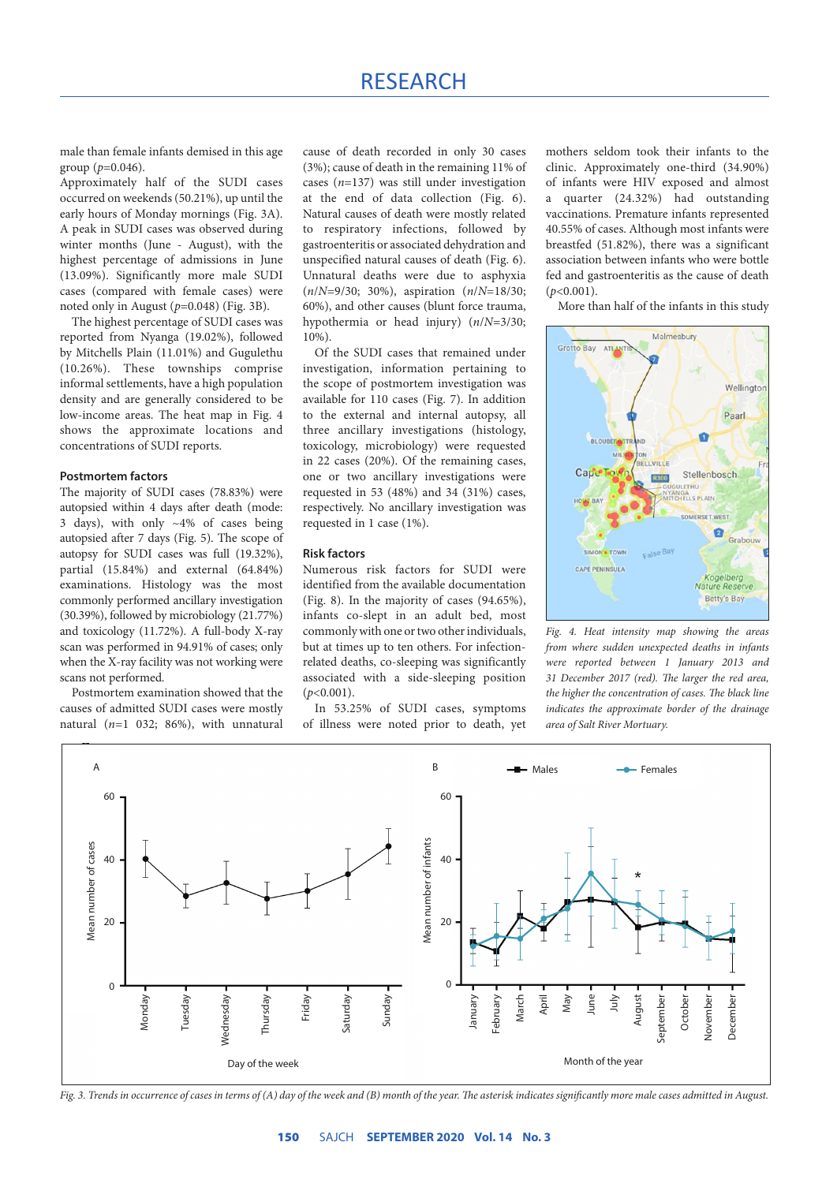male than female infants demised in this age group ($p$=0.046).

Approximately half of the SUDI cases occurred on weekends (50.21%), up until the early hours of Monday mornings (Fig. 3A). A peak in SUDI cases was observed during winter months (June - August), with the highest percentage of admissions in June (13.09%). Significantly more male SUDI cases (compared with female cases) were noted only in August ($p$=0.048) (Fig. 3B).

The highest percentage of SUDI cases was reported from Nyanga (19.02%), followed by Mitchells Plain (11.01%) and Gugulethu (10.26%). These townships comprise informal settlements, have a high population density and are generally considered to be low-income areas. The heat map in Fig. 4 shows the approximate locations and concentrations of SUDI reports.

### Postmortem factors

The majority of SUDI cases (78.83%) were autopsied within 4 days after death (mode: 3 days), with only ~4% of cases being autopsied after 7 days (Fig. 5). The scope of autopsy for SUDI cases was full (19.32%), partial (15.84%) and external (64.84%) examinations. Histology was the most commonly performed ancillary investigation (30.39%), followed by microbiology (21.77%) and toxicology (11.72%). A full-body X-ray scan was performed in 94.91% of cases; only when the X-ray facility was not working were scans not performed.

Postmortem examination showed that the causes of admitted SUDI cases were mostly natural ($n$=1 032; 86%), with unnatural cause of death recorded in only 30 cases (3%); cause of death in the remaining 11% of cases ($n$=137) was still under investigation at the end of data collection (Fig. 6). Natural causes of death were mostly related to respiratory infections, followed by gastroenteritis or associated dehydration and unspecified natural causes of death (Fig. 6). Unnatural deaths were due to asphyxia ($n/N$=9/30; 30%), aspiration ($n/N$=18/30; 60%), and other causes (blunt force trauma, hypothermia or head injury) ($n/N$=3/30; 10%).

Of the SUDI cases that remained under investigation, information pertaining to the scope of postmortem investigation was available for 110 cases (Fig. 7). In addition to the external and internal autopsy, all three ancillary investigations (histology, toxicology, microbiology) were requested in 22 cases (20%). Of the remaining cases, one or two ancillary investigations were requested in 53 (48%) and 34 (31%) cases, respectively. No ancillary investigation was requested in 1 case (1%).

### Risk factors

Numerous risk factors for SUDI were identified from the available documentation (Fig. 8). In the majority of cases (94.65%), infants co-slept in an adult bed, most commonly with one or two other individuals, but at times up to ten others. For infection-related deaths, co-sleeping was significantly associated with a side-sleeping position ($p$<0.001).

In 53.25% of SUDI cases, symptoms of illness were noted prior to death, yet mothers seldom took their infants to the clinic. Approximately one-third (34.90%) of infants were HIV exposed and almost a quarter (24.32%) had outstanding vaccinations. Premature infants represented 40.55% of cases. Although most infants were breastfed (51.82%), there was a significant association between infants who were bottle fed and gastroenteritis as the cause of death ($p$<0.001).

More than half of the infants in this study

*Fig. 4. Heat intensity map showing the areas from where sudden unexpected deaths in infants were reported between 1 January 2013 and 31 December 2017 (red). The larger the red area, the higher the concentration of cases. The black line indicates the approximate border of the drainage area of Salt River Mortuary.*

*Fig. 3. Trends in occurrence of cases in terms of (A) day of the week and (B) month of the year. The asterisk indicates significantly more male cases admitted in August.*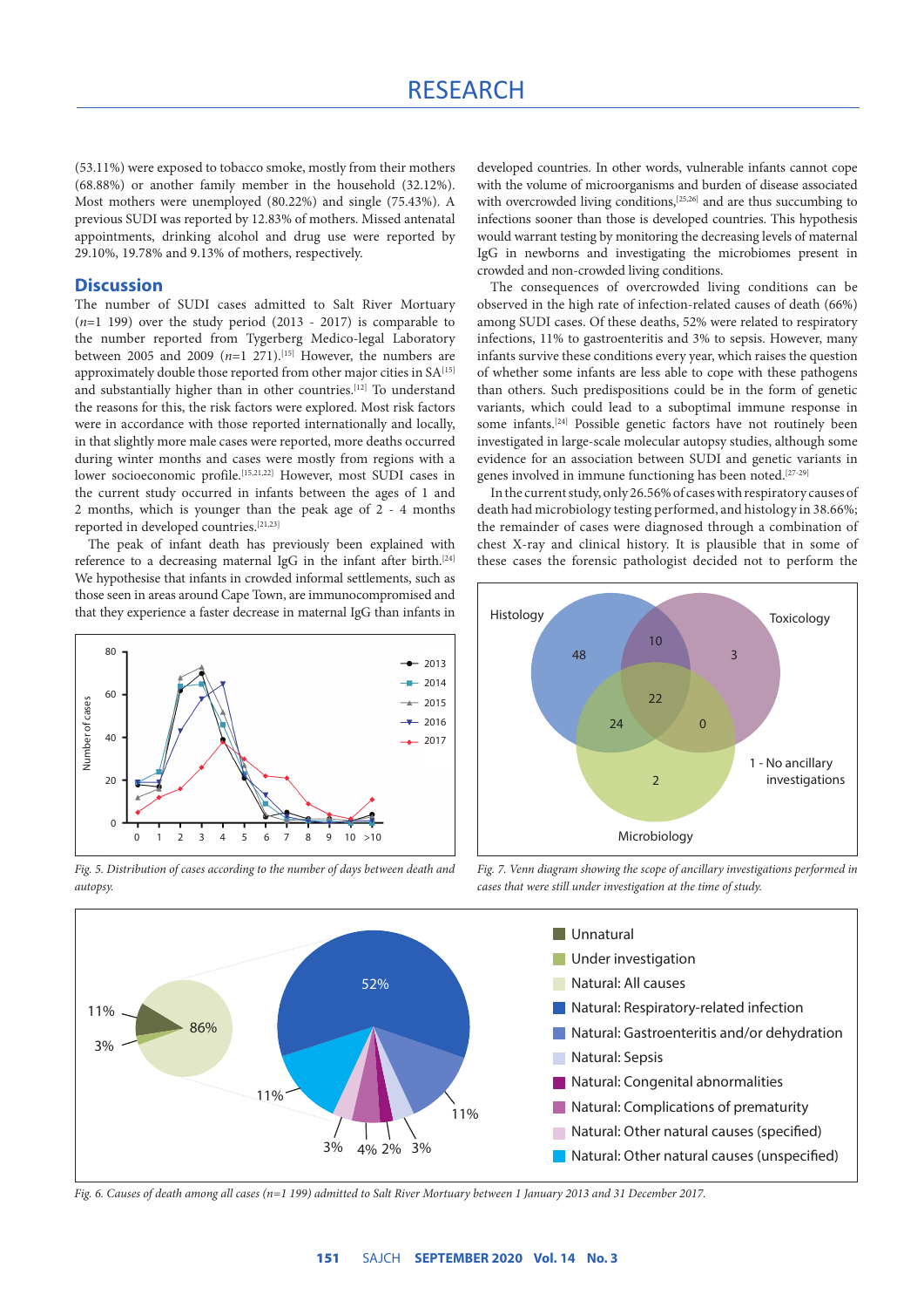(53.11%) were exposed to tobacco smoke, mostly from their mothers (68.88%) or another family member in the household (32.12%). Most mothers were unemployed (80.22%) and single (75.43%). A previous SUDI was reported by 12.83% of mothers. Missed antenatal appointments, drinking alcohol and drug use were reported by 29.10%, 19.78% and 9.13% of mothers, respectively.

## Discussion

The number of SUDI cases admitted to Salt River Mortuary ($n$=1 199) over the study period (2013 - 2017) is comparable to the number reported from Tygerberg Medico-legal Laboratory between 2005 and 2009 ($n$=1 271).[15] However, the numbers are approximately double those reported from other major cities in SA[15] and substantially higher than in other countries.[12] To understand the reasons for this, the risk factors were explored. Most risk factors were in accordance with those reported internationally and locally, in that slightly more male cases were reported, more deaths occurred during winter months and cases were mostly from regions with a lower socioeconomic profile.[15,21,22] However, most SUDI cases in the current study occurred in infants between the ages of 1 and 2 months, which is younger than the peak age of 2 - 4 months reported in developed countries.[21,23]

The peak of infant death has previously been explained with reference to a decreasing maternal IgG in the infant after birth.[24] We hypothesise that infants in crowded informal settlements, such as those seen in areas around Cape Town, are immunocompromised and that they experience a faster decrease in maternal IgG than infants in developed countries. In other words, vulnerable infants cannot cope with the volume of microorganisms and burden of disease associated with overcrowded living conditions,[25,26] and are thus succumbing to infections sooner than those is developed countries. This hypothesis would warrant testing by monitoring the decreasing levels of maternal IgG in newborns and investigating the microbiomes present in crowded and non-crowded living conditions.

The consequences of overcrowded living conditions can be observed in the high rate of infection-related causes of death (66%) among SUDI cases. Of these deaths, 52% were related to respiratory infections, 11% to gastroenteritis and 3% to sepsis. However, many infants survive these conditions every year, which raises the question of whether some infants are less able to cope with these pathogens than others. Such predispositions could be in the form of genetic variants, which could lead to a suboptimal immune response in some infants.[24] Possible genetic factors have not routinely been investigated in large-scale molecular autopsy studies, although some evidence for an association between SUDI and genetic variants in genes involved in immune functioning has been noted.[27-29]

In the current study, only 26.56% of cases with respiratory causes of death had microbiology testing performed, and histology in 38.66%; the remainder of cases were diagnosed through a combination of chest X-ray and clinical history. It is plausible that in some of these cases the forensic pathologist decided not to perform the

Fig. 5. Distribution of cases according to the number of days between death and autopsy.

Fig. 7. Venn diagram showing the scope of ancillary investigations performed in cases that were still under investigation at the time of study.

Fig. 6. Causes of death among all cases (n=1 199) admitted to Salt River Mortuary between 1 January 2013 and 31 December 2017.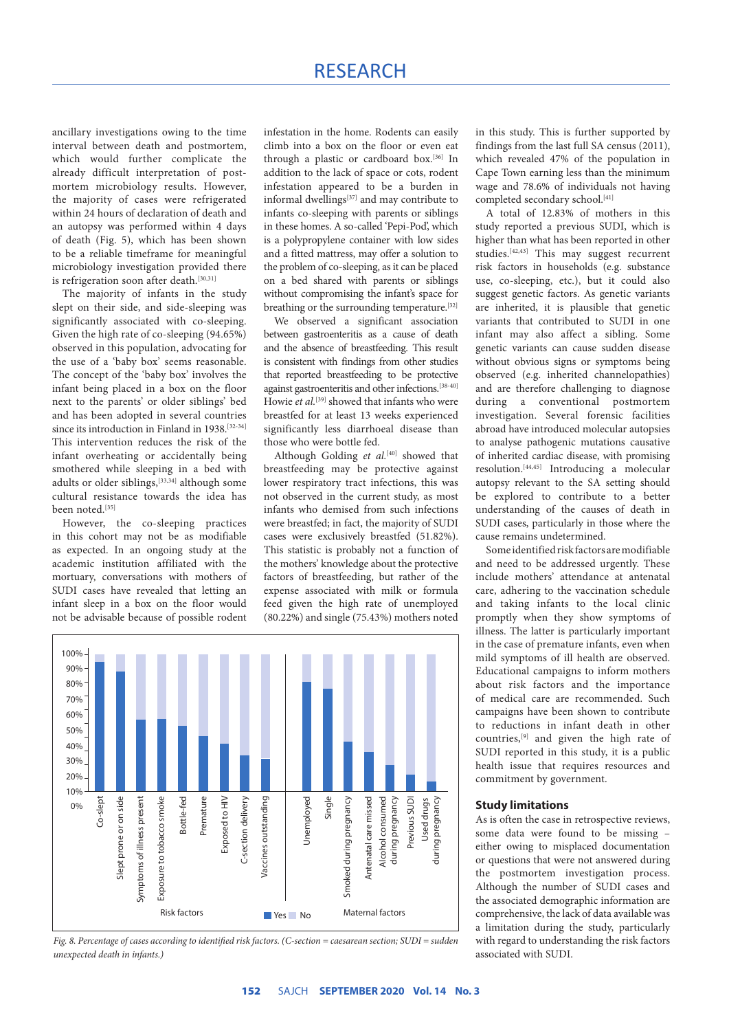ancillary investigations owing to the time interval between death and postmortem, which would further complicate the already difficult interpretation of post-mortem microbiology results. However, the majority of cases were refrigerated within 24 hours of declaration of death and an autopsy was performed within 4 days of death (Fig. 5), which has been shown to be a reliable timeframe for meaningful microbiology investigation provided there is refrigeration soon after death.[30,31]

The majority of infants in the study slept on their side, and side-sleeping was significantly associated with co-sleeping. Given the high rate of co-sleeping (94.65%) observed in this population, advocating for the use of a 'baby box' seems reasonable. The concept of the 'baby box' involves the infant being placed in a box on the floor next to the parents' or older siblings' bed and has been adopted in several countries since its introduction in Finland in 1938.[32-34] This intervention reduces the risk of the infant overheating or accidentally being smothered while sleeping in a bed with adults or older siblings,[33,34] although some cultural resistance towards the idea has been noted.[35]

However, the co-sleeping practices in this cohort may not be as modifiable as expected. In an ongoing study at the academic institution affiliated with the mortuary, conversations with mothers of SUDI cases have revealed that letting an infant sleep in a box on the floor would not be advisable because of possible rodent infestation in the home. Rodents can easily climb into a box on the floor or even eat through a plastic or cardboard box.[36] In addition to the lack of space or cots, rodent infestation appeared to be a burden in informal dwellings[37] and may contribute to infants co-sleeping with parents or siblings in these homes. A so-called 'Pepi-Pod', which is a polypropylene container with low sides and a fitted mattress, may offer a solution to the problem of co-sleeping, as it can be placed on a bed shared with parents or siblings without compromising the infant's space for breathing or the surrounding temperature.[32]

We observed a significant association between gastroenteritis as a cause of death and the absence of breastfeeding. This result is consistent with findings from other studies that reported breastfeeding to be protective against gastroenteritis and other infections.[38-40] Howie *et al.*[39] showed that infants who were breastfed for at least 13 weeks experienced significantly less diarrhoeal disease than those who were bottle fed.

Although Golding *et al.*[40] showed that breastfeeding may be protective against lower respiratory tract infections, this was not observed in the current study, as most infants who demised from such infections were breastfed; in fact, the majority of SUDI cases were exclusively breastfed (51.82%). This statistic is probably not a function of the mothers' knowledge about the protective factors of breastfeeding, but rather of the expense associated with milk or formula feed given the high rate of unemployed (80.22%) and single (75.43%) mothers noted in this study. This is further supported by findings from the last full SA census (2011), which revealed 47% of the population in Cape Town earning less than the minimum wage and 78.6% of individuals not having completed secondary school.[41]

A total of 12.83% of mothers in this study reported a previous SUDI, which is higher than what has been reported in other studies.[42,43] This may suggest recurrent risk factors in households (e.g. substance use, co-sleeping, etc.), but it could also suggest genetic factors. As genetic variants are inherited, it is plausible that genetic variants that contributed to SUDI in one infant may also affect a sibling. Some genetic variants can cause sudden disease without obvious signs or symptoms being observed (e.g. inherited channelopathies) and are therefore challenging to diagnose during a conventional postmortem investigation. Several forensic facilities abroad have introduced molecular autopsies to analyse pathogenic mutations causative of inherited cardiac disease, with promising resolution.[44,45] Introducing a molecular autopsy relevant to the SA setting should be explored to contribute to a better understanding of the causes of death in SUDI cases, particularly in those where the cause remains undetermined.

Some identified risk factors are modifiable and need to be addressed urgently. These include mothers' attendance at antenatal care, adhering to the vaccination schedule and taking infants to the local clinic promptly when they show symptoms of illness. The latter is particularly important in the case of premature infants, even when mild symptoms of ill health are observed. Educational campaigns to inform mothers about risk factors and the importance of medical care are recommended. Such campaigns have been shown to contribute to reductions in infant death in other countries,[9] and given the high rate of SUDI reported in this study, it is a public health issue that requires resources and commitment by government.

*Fig. 8. Percentage of cases according to identified risk factors. (C-section = caesarean section; SUDI = sudden unexpected death in infants.)*

## Study limitations

As is often the case in retrospective reviews, some data were found to be missing – either owing to misplaced documentation or questions that were not answered during the postmortem investigation process. Although the number of SUDI cases and the associated demographic information are comprehensive, the lack of data available was a limitation during the study, particularly with regard to understanding the risk factors associated with SUDI.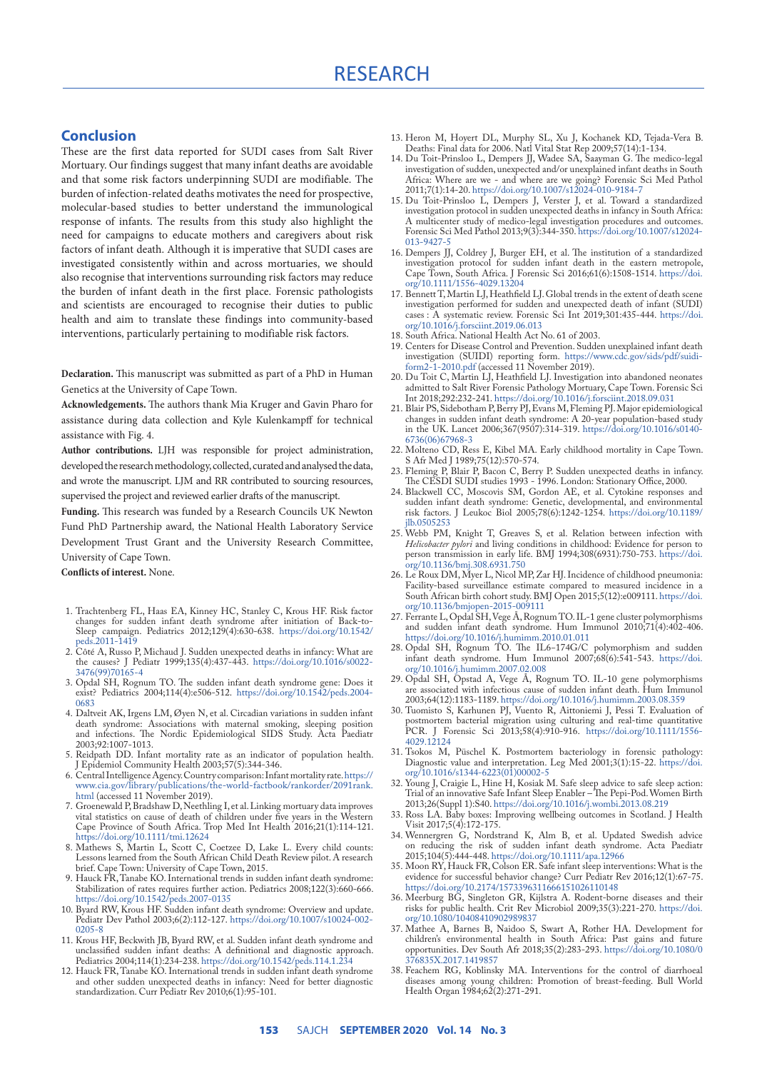## Conclusion

These are the first data reported for SUDI cases from Salt River Mortuary. Our findings suggest that many infant deaths are avoidable and that some risk factors underpinning SUDI are modifiable. The burden of infection-related deaths motivates the need for prospective, molecular-based studies to better understand the immunological response of infants. The results from this study also highlight the need for campaigns to educate mothers and caregivers about risk factors of infant death. Although it is imperative that SUDI cases are investigated consistently within and across mortuaries, we should also recognise that interventions surrounding risk factors may reduce the burden of infant death in the first place. Forensic pathologists and scientists are encouraged to recognise their duties to public health and aim to translate these findings into community-based interventions, particularly pertaining to modifiable risk factors.

**Declaration.** This manuscript was submitted as part of a PhD in Human Genetics at the University of Cape Town.

**Acknowledgements.** The authors thank Mia Kruger and Gavin Pharo for assistance during data collection and Kyle Kulenkampff for technical assistance with Fig. 4.

**Author contributions.** LJH was responsible for project administration, developed the research methodology, collected, curated and analysed the data, and wrote the manuscript. LJM and RR contributed to sourcing resources, supervised the project and reviewed earlier drafts of the manuscript.

**Funding.** This research was funded by a Research Councils UK Newton Fund PhD Partnership award, the National Health Laboratory Service Development Trust Grant and the University Research Committee, University of Cape Town.

**Conflicts of interest.** None.

1. Trachtenberg FL, Haas EA, Kinney HC, Stanley C, Krous HF. Risk factor changes for sudden infant death syndrome after initiation of Back-to-Sleep campaign. Pediatrics 2012;129(4):630-638. https://doi.org/10.1542/peds.2011-1419
2. Côté A, Russo P, Michaud J. Sudden unexpected deaths in infancy: What are the causes? J Pediatr 1999;135(4):437-443. https://doi.org/10.1016/s0022-3476(99)70165-4
3. Opdal SH, Rognum TO. The sudden infant death syndrome gene: Does it exist? Pediatrics 2004;114(4):e506-512. https://doi.org/10.1542/peds.2004-0683
4. Daltveit AK, Irgens LM, Øyen N, et al. Circadian variations in sudden infant death syndrome: Associations with maternal smoking, sleeping position and infections. The Nordic Epidemiological SIDS Study. Acta Paediatr 2003;92:1007-1013.
5. Reidpath DD. Infant mortality rate as an indicator of population health. J Epidemiol Community Health 2003;57(5):344-346.
6. Central Intelligence Agency. Country comparison: Infant mortality rate. https://www.cia.gov/library/publications/the-world-factbook/rankorder/2091rank.html (accessed 11 November 2019).
7. Groenewald P, Bradshaw D, Neethling I, et al. Linking mortuary data improves vital statistics on cause of death of children under five years in the Western Cape Province of South Africa. Trop Med Int Health 2016;21(1):114-121. https://doi.org/10.1111/tmi.12624
8. Mathews S, Martin L, Scott C, Coetzee D, Lake L. Every child counts: Lessons learned from the South African Child Death Review pilot. A research brief. Cape Town: University of Cape Town, 2015.
9. Hauck FR, Tanabe KO. International trends in sudden infant death syndrome: Stabilization of rates requires further action. Pediatrics 2008;122(3):660-666. https://doi.org/10.1542/peds.2007-0135
10. Byard RW, Krous HF. Sudden infant death syndrome: Overview and update. Pediatr Dev Pathol 2003;6(2):112-127. https://doi.org/10.1007/s10024-002-0205-8
11. Krous HF, Beckwith JB, Byard RW, et al. Sudden infant death syndrome and unclassified sudden infant deaths: A definitional and diagnostic approach. Pediatrics 2004;114(1):234-238. https://doi.org/10.1542/peds.114.1.234
12. Hauck FR, Tanabe KO. International trends in sudden infant death syndrome and other sudden unexpected deaths in infancy: Need for better diagnostic standardization. Curr Pediatr Rev 2010;6(1):95-101.
13. Heron M, Hoyert DL, Murphy SL, Xu J, Kochanek KD, Tejada-Vera B. Deaths: Final data for 2006. Natl Vital Stat Rep 2009;57(14):1-134.
14. Du Toit-Prinsloo L, Dempers JJ, Wadee SA, Saayman G. The medico-legal investigation of sudden, unexpected and/or unexplained infant deaths in South Africa: Where are we - and where are we going? Forensic Sci Med Pathol 2011;7(1):14-20. https://doi.org/10.1007/s12024-010-9184-7
15. Du Toit-Prinsloo L, Dempers J, Verster J, et al. Toward a standardized investigation protocol in sudden unexpected deaths in infancy in South Africa: A multicenter study of medico-legal investigation procedures and outcomes. Forensic Sci Med Pathol 2013;9(3):344-350. https://doi.org/10.1007/s12024-013-9427-5
16. Dempers JJ, Coldrey J, Burger EH, et al. The institution of a standardized investigation protocol for sudden infant death in the eastern metropole, Cape Town, South Africa. J Forensic Sci 2016;61(6):1508-1514. https://doi.org/10.1111/1556-4029.13204
17. Bennett T, Martin LJ, Heathfield LJ. Global trends in the extent of death scene investigation performed for sudden and unexpected death of infant (SUDI) cases : A systematic review. Forensic Sci Int 2019;301:435-444. https://doi.org/10.1016/j.forsciint.2019.06.013
18. South Africa. National Health Act No. 61 of 2003.
19. Centers for Disease Control and Prevention. Sudden unexplained infant death investigation (SUIDI) reporting form. https://www.cdc.gov/sids/pdf/suidi-form2-1-2010.pdf (accessed 11 November 2019).
20. Du Toit C, Martin LJ, Heathfield LJ. Investigation into abandoned neonates admitted to Salt River Forensic Pathology Mortuary, Cape Town. Forensic Sci Int 2018;292:232-241. https://doi.org/10.1016/j.forsciint.2018.09.031
21. Blair PS, Sidebotham P, Berry PJ, Evans M, Fleming PJ. Major epidemiological changes in sudden infant death syndrome: A 20-year population-based study in the UK. Lancet 2006;367(9507):314-319. https://doi.org/10.1016/s0140-6736(06)67968-3
22. Molteno CD, Ress E, Kibel MA. Early childhood mortality in Cape Town. S Afr Med J 1989;75(12):570-574.
23. Fleming P, Blair P, Bacon C, Berry P. Sudden unexpected deaths in infancy. The CESDI SUDI studies 1993 - 1996. London: Stationary Office, 2000.
24. Blackwell CC, Moscovis SM, Gordon AE, et al. Cytokine responses and sudden infant death syndrome: Genetic, developmental, and environmental risk factors. J Leukoc Biol 2005;78(6):1242-1254. https://doi.org/10.1189/jlb.0505253
25. Webb PM, Knight T, Greaves S, et al. Relation between infection with *Helicobacter pylori* and living conditions in childhood: Evidence for person to person transmission in early life. BMJ 1994;308(6931):750-753. https://doi.org/10.1136/bmj.308.6931.750
26. Le Roux DM, Myer L, Nicol MP, Zar HJ. Incidence of childhood pneumonia: Facility-based surveillance estimate compared to measured incidence in a South African birth cohort study. BMJ Open 2015;5(12):e009111. https://doi.org/10.1136/bmjopen-2015-009111
27. Ferrante L, Opdal SH, Vege Å, Rognum TO. IL-1 gene cluster polymorphisms and sudden infant death syndrome. Hum Immunol 2010;71(4):402-406. https://doi.org/10.1016/j.humimm.2010.01.011
28. Opdal SH, Rognum TO. The IL6-174G/C polymorphism and sudden infant death syndrome. Hum Immunol 2007;68(6):541-543. https://doi.org/10.1016/j.humimm.2007.02.008
29. Opdal SH, Öpstad A, Vege Å, Rognum TO. IL-10 gene polymorphisms are associated with infectious cause of sudden infant death. Hum Immunol 2003;64(12):1183-1189. https://doi.org/10.1016/j.humimm.2003.08.359
30. Tuomisto S, Karhunen PJ, Vuento R, Aittoniemi J, Pessi T. Evaluation of postmortem bacterial migration using culturing and real-time quantitative PCR. J Forensic Sci 2013;58(4):910-916. https://doi.org/10.1111/1556-4029.12124
31. Tsokos M, Püschel K. Postmortem bacteriology in forensic pathology: Diagnostic value and interpretation. Leg Med 2001;3(1):15-22. https://doi.org/10.1016/s1344-6223(01)00002-5
32. Young J, Craigie L, Hine H, Kosiak M. Safe sleep advice to safe sleep action: Trial of an innovative Safe Infant Sleep Enabler – The Pepi-Pod. Women Birth 2013;26(Suppl 1):S40. https://doi.org/10.1016/j.wombi.2013.08.219
33. Ross LA. Baby boxes: Improving wellbeing outcomes in Scotland. J Health Visit 2017;5(4):172-175.
34. Wennergren G, Nordstrand K, Alm B, et al. Updated Swedish advice on reducing the risk of sudden infant death syndrome. Acta Paediatr 2015;104(5):444-448. https://doi.org/10.1111/apa.12966
35. Moon RY, Hauck FR, Colson ER. Safe infant sleep interventions: What is the evidence for successful behavior change? Curr Pediatr Rev 2016;12(1):67-75. https://doi.org/10.2174/1573396311666151026110148
36. Meerburg BG, Singleton GR, Kijlstra A. Rodent-borne diseases and their risks for public health. Crit Rev Microbiol 2009;35(3):221-270. https://doi.org/10.1080/10408410902989837
37. Mathee A, Barnes B, Naidoo S, Swart A, Rother HA. Development for children's environmental health in South Africa: Past gains and future opportunities. Dev South Afr 2018;35(2):283-293. https://doi.org/10.1080/0376835X.2017.1419857
38. Feachem RG, Koblinsky MA. Interventions for the control of diarrhoeal diseases among young children: Promotion of breast-feeding. Bull World Health Organ 1984;62(2):271-291.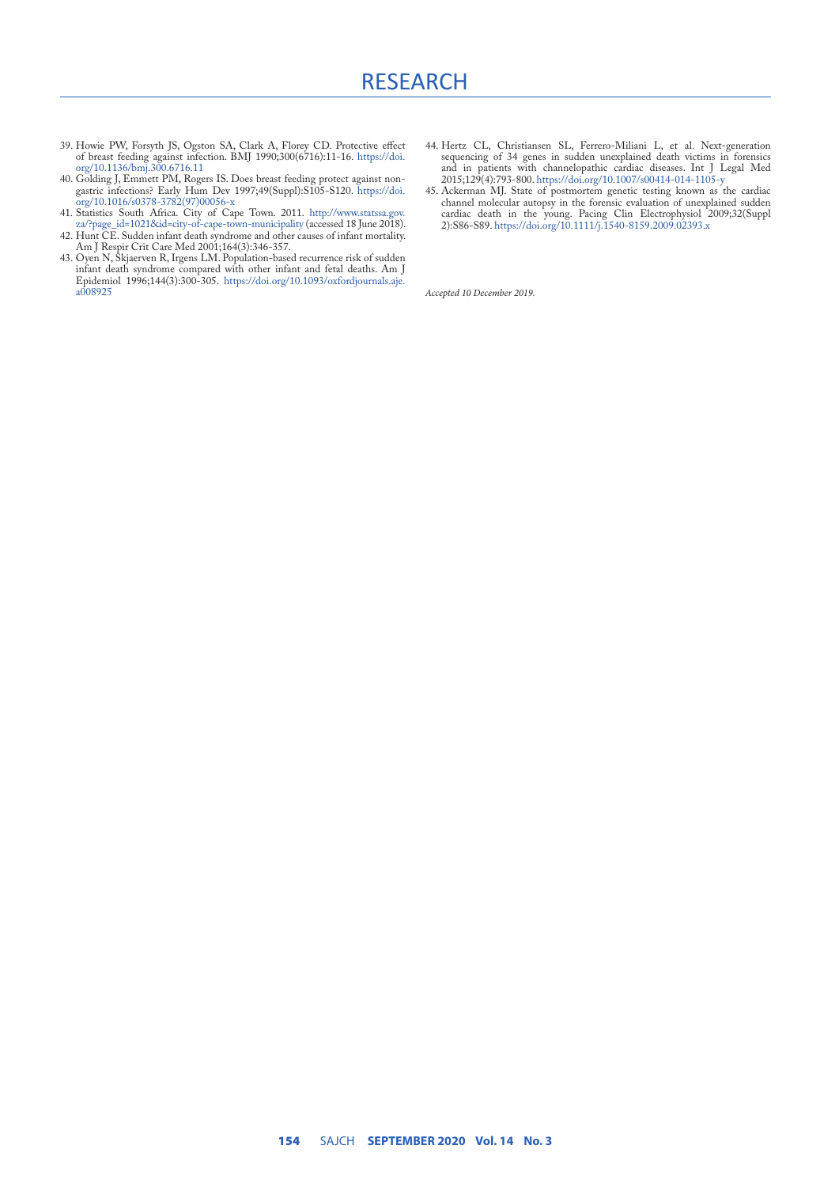39. Howie PW, Forsyth JS, Ogston SA, Clark A, Florey CD. Protective effect of breast feeding against infection. BMJ 1990;300(6716):11-16. https://doi.org/10.1136/bmj.300.6716.11
40. Golding J, Emmett PM, Rogers IS. Does breast feeding protect against non-gastric infections? Early Hum Dev 1997;49(Suppl):S105-S120. https://doi.org/10.1016/s0378-3782(97)00056-x
41. Statistics South Africa. City of Cape Town. 2011. http://www.statssa.gov.za/?page_id=1021&id=city-of-cape-town-municipality (accessed 18 June 2018).
42. Hunt CE. Sudden infant death syndrome and other causes of infant mortality. Am J Respir Crit Care Med 2001;164(3):346-357.
43. Oyen N, Skjaerven R, Irgens LM. Population-based recurrence risk of sudden infant death syndrome compared with other infant and fetal deaths. Am J Epidemiol 1996;144(3):300-305. https://doi.org/10.1093/oxfordjournals.aje.a008925
44. Hertz CL, Christiansen SL, Ferrero-Miliani L, et al. Next-generation sequencing of 34 genes in sudden unexplained death victims in forensics and in patients with channelopathic cardiac diseases. Int J Legal Med 2015;129(4):793-800. https://doi.org/10.1007/s00414-014-1105-y
45. Ackerman MJ. State of postmortem genetic testing known as the cardiac channel molecular autopsy in the forensic evaluation of unexplained sudden cardiac death in the young. Pacing Clin Electrophysiol 2009;32(Suppl 2):S86-S89. https://doi.org/10.1111/j.1540-8159.2009.02393.x

*Accepted 10 December 2019.*